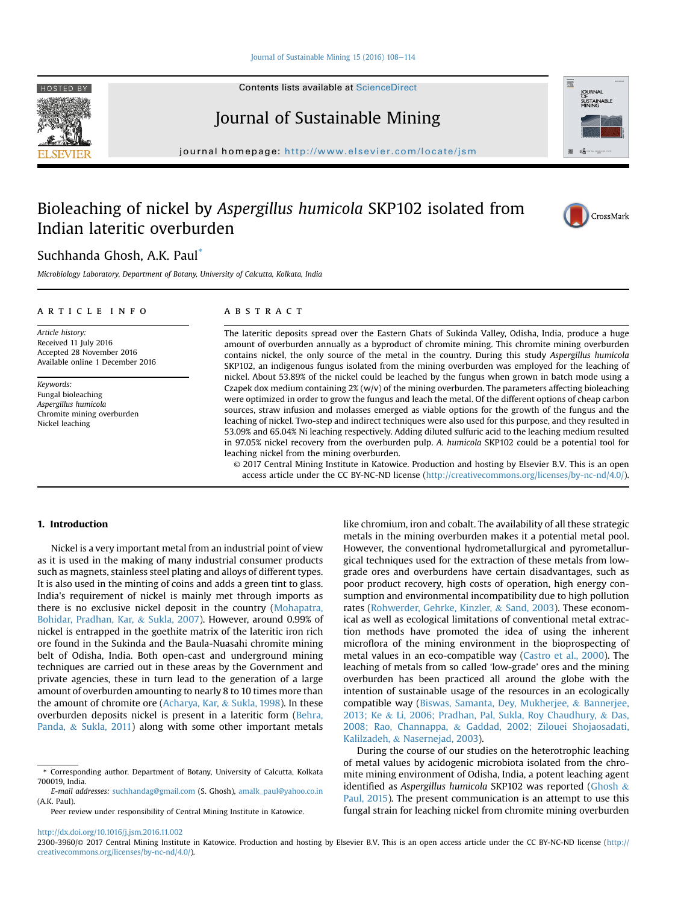Contents lists available at ScienceDirect

# Journal of Sustainable Mining

journal homepage: http://www.elsevier.com/locate/jsm

# Bioleaching of nickel by *Aspergillus humicola* SKP102 isolated from Indian lateritic overburden

Suchhanda Ghosh, A.K. Paul*

*Microbiology Laboratory, Department of Botany, University of Calcutta, Kolkata, India*

## ARTICLE INFO

*Article history:*
Received 11 July 2016
Accepted 28 November 2016
Available online 1 December 2016

*Keywords:*
Fungal bioleaching
*Aspergillus humicola*
Chromite mining overburden
Nickel leaching

## ABSTRACT

The lateritic deposits spread over the Eastern Ghats of Sukinda Valley, Odisha, India, produce a huge amount of overburden annually as a byproduct of chromite mining. This chromite mining overburden contains nickel, the only source of the metal in the country. During this study *Aspergillus humicola* SKP102, an indigenous fungus isolated from the mining overburden was employed for the leaching of nickel. About 53.89% of the nickel could be leached by the fungus when grown in batch mode using a Czapek dox medium containing 2% (w/v) of the mining overburden. The parameters affecting bioleaching were optimized in order to grow the fungus and leach the metal. Of the different options of cheap carbon sources, straw infusion and molasses emerged as viable options for the growth of the fungus and the leaching of nickel. Two-step and indirect techniques were also used for this purpose, and they resulted in 53.09% and 65.04% Ni leaching respectively. Adding diluted sulfuric acid to the leaching medium resulted in 97.05% nickel recovery from the overburden pulp. *A. humicola* SKP102 could be a potential tool for leaching nickel from the mining overburden.

© 2017 Central Mining Institute in Katowice. Production and hosting by Elsevier B.V. This is an open access article under the CC BY-NC-ND license (http://creativecommons.org/licenses/by-nc-nd/4.0/).

## 1. Introduction

Nickel is a very important metal from an industrial point of view as it is used in the making of many industrial consumer products such as magnets, stainless steel plating and alloys of different types. It is also used in the minting of coins and adds a green tint to glass. India's requirement of nickel is mainly met through imports as there is no exclusive nickel deposit in the country (Mohapatra, Bohidar, Pradhan, Kar, & Sukla, 2007). However, around 0.99% of nickel is entrapped in the goethite matrix of the lateritic iron rich ore found in the Sukinda and the Baula-Nuasahi chromite mining belt of Odisha, India. Both open-cast and underground mining techniques are carried out in these areas by the Government and private agencies, these in turn lead to the generation of a large amount of overburden amounting to nearly 8 to 10 times more than the amount of chromite ore (Acharya, Kar, & Sukla, 1998). In these overburden deposits nickel is present in a lateritic form (Behra, Panda, & Sukla, 2011) along with some other important metals like chromium, iron and cobalt. The availability of all these strategic metals in the mining overburden makes it a potential metal pool. However, the conventional hydrometallurgical and pyrometallurgical techniques used for the extraction of these metals from low-grade ores and overburdens have certain disadvantages, such as poor product recovery, high costs of operation, high energy consumption and environmental incompatibility due to high pollution rates (Rohwerder, Gehrke, Kinzler, & Sand, 2003). These economical as well as ecological limitations of conventional metal extraction methods have promoted the idea of using the inherent microflora of the mining environment in the bioprospecting of metal values in an eco-compatible way (Castro et al., 2000). The leaching of metals from so called 'low-grade' ores and the mining overburden has been practiced all around the globe with the intention of sustainable usage of the resources in an ecologically compatible way (Biswas, Samanta, Dey, Mukherjee, & Bannerjee, 2013; Ke & Li, 2006; Pradhan, Pal, Sukla, Roy Chaudhury, & Das, 2008; Rao, Channappa, & Gaddad, 2002; Ziloui Shojaosadati, Kalilzadeh, & Nasernejad, 2003).

During the course of our studies on the heterotrophic leaching of metal values by acidogenic microbiota isolated from the chromite mining environment of Odisha, India, a potent leaching agent identified as *Aspergillus humicola* SKP102 was reported (Ghosh & Paul, 2015). The present communication is an attempt to use this fungal strain for leaching nickel from chromite mining overburden

* Corresponding author. Department of Botany, University of Calcutta, Kolkata 700019, India.
*E-mail addresses:* suchhandag@gmail.com (S. Ghosh), amalk_paul@yahoo.co.in (A.K. Paul).

Peer review under responsibility of Central Mining Institute in Katowice.

http://dx.doi.org/10.1016/j.jsm.2016.11.002
2300-3960/© 2017 Central Mining Institute in Katowice. Production and hosting by Elsevier B.V. This is an open access article under the CC BY-NC-ND license (http://creativecommons.org/licenses/by-nc-nd/4.0/).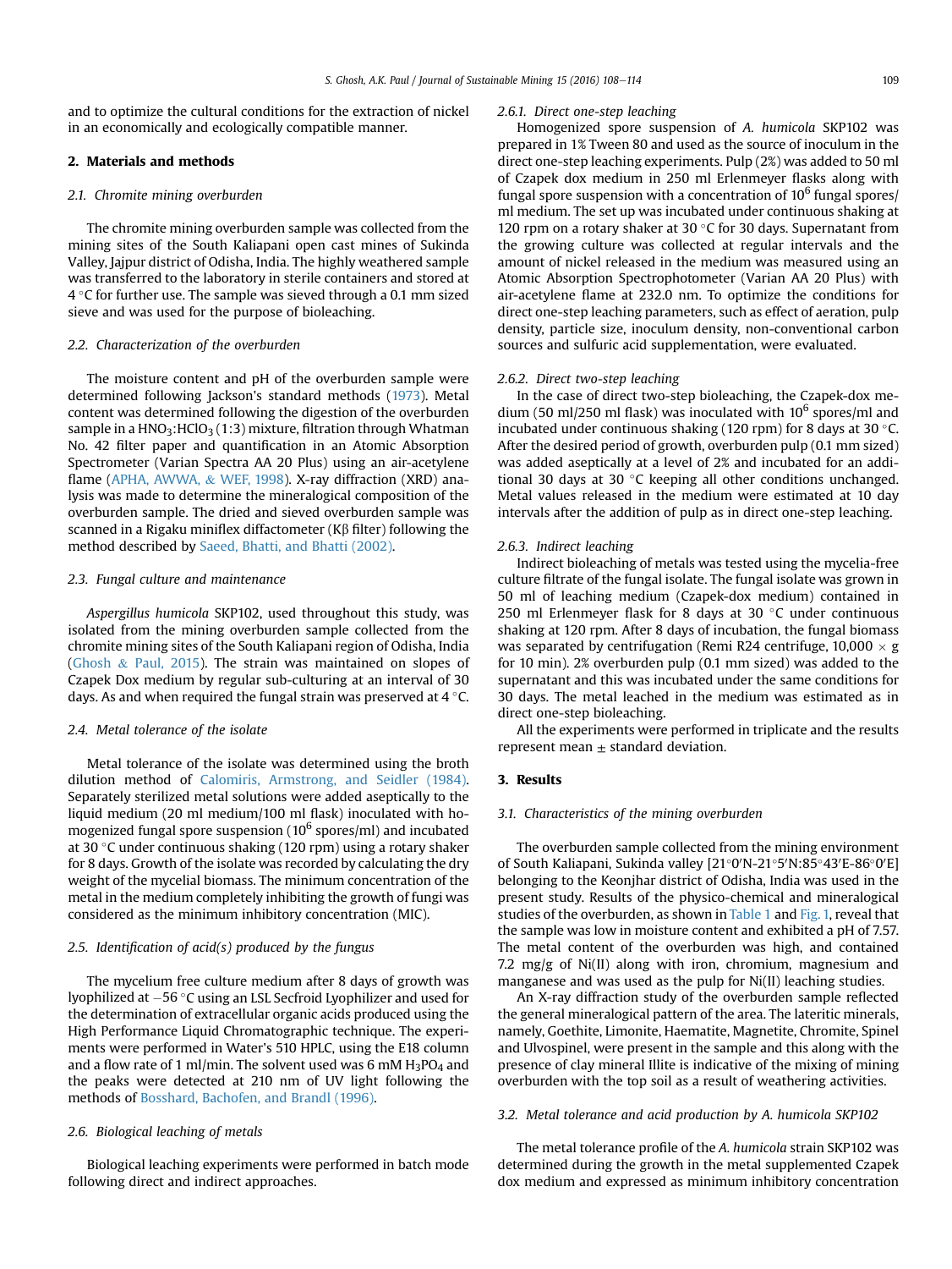and to optimize the cultural conditions for the extraction of nickel in an economically and ecologically compatible manner.

## 2. Materials and methods

### 2.1. Chromite mining overburden

The chromite mining overburden sample was collected from the mining sites of the South Kaliapani open cast mines of Sukinda Valley, Jajpur district of Odisha, India. The highly weathered sample was transferred to the laboratory in sterile containers and stored at 4 °C for further use. The sample was sieved through a 0.1 mm sized sieve and was used for the purpose of bioleaching.

### 2.2. Characterization of the overburden

The moisture content and pH of the overburden sample were determined following Jackson's standard methods (1973). Metal content was determined following the digestion of the overburden sample in a $HNO_3$:$HClO_3$ (1:3) mixture, filtration through Whatman No. 42 filter paper and quantification in an Atomic Absorption Spectrometer (Varian Spectra AA 20 Plus) using an air-acetylene flame (APHA, AWWA, & WEF, 1998). X-ray diffraction (XRD) analysis was made to determine the mineralogical composition of the overburden sample. The dried and sieved overburden sample was scanned in a Rigaku miniflex diffactometer (Kβ filter) following the method described by Saeed, Bhatti, and Bhatti (2002).

### 2.3. Fungal culture and maintenance

*Aspergillus humicola* SKP102, used throughout this study, was isolated from the mining overburden sample collected from the chromite mining sites of the South Kaliapani region of Odisha, India (Ghosh & Paul, 2015). The strain was maintained on slopes of Czapek Dox medium by regular sub-culturing at an interval of 30 days. As and when required the fungal strain was preserved at 4 °C.

### 2.4. Metal tolerance of the isolate

Metal tolerance of the isolate was determined using the broth dilution method of Calomiris, Armstrong, and Seidler (1984). Separately sterilized metal solutions were added aseptically to the liquid medium (20 ml medium/100 ml flask) inoculated with homogenized fungal spore suspension ($10^6$ spores/ml) and incubated at 30 °C under continuous shaking (120 rpm) using a rotary shaker for 8 days. Growth of the isolate was recorded by calculating the dry weight of the mycelial biomass. The minimum concentration of the metal in the medium completely inhibiting the growth of fungi was considered as the minimum inhibitory concentration (MIC).

### 2.5. Identification of acid(s) produced by the fungus

The mycelium free culture medium after 8 days of growth was lyophilized at −56 °C using an LSL Secfroid Lyophilizer and used for the determination of extracellular organic acids produced using the High Performance Liquid Chromatographic technique. The experiments were performed in Water's 510 HPLC, using the E18 column and a flow rate of 1 ml/min. The solvent used was 6 mM $H_3PO_4$ and the peaks were detected at 210 nm of UV light following the methods of Bosshard, Bachofen, and Brandl (1996).

### 2.6. Biological leaching of metals

Biological leaching experiments were performed in batch mode following direct and indirect approaches.

#### 2.6.1. Direct one-step leaching

Homogenized spore suspension of *A. humicola* SKP102 was prepared in 1% Tween 80 and used as the source of inoculum in the direct one-step leaching experiments. Pulp (2%) was added to 50 ml of Czapek dox medium in 250 ml Erlenmeyer flasks along with fungal spore suspension with a concentration of $10^6$ fungal spores/ml medium. The set up was incubated under continuous shaking at 120 rpm on a rotary shaker at 30 °C for 30 days. Supernatant from the growing culture was collected at regular intervals and the amount of nickel released in the medium was measured using an Atomic Absorption Spectrophotometer (Varian AA 20 Plus) with air-acetylene flame at 232.0 nm. To optimize the conditions for direct one-step leaching parameters, such as effect of aeration, pulp density, particle size, inoculum density, non-conventional carbon sources and sulfuric acid supplementation, were evaluated.

#### 2.6.2. Direct two-step leaching

In the case of direct two-step bioleaching, the Czapek-dox medium (50 ml/250 ml flask) was inoculated with $10^6$ spores/ml and incubated under continuous shaking (120 rpm) for 8 days at 30 °C. After the desired period of growth, overburden pulp (0.1 mm sized) was added aseptically at a level of 2% and incubated for an additional 30 days at 30 °C keeping all other conditions unchanged. Metal values released in the medium were estimated at 10 day intervals after the addition of pulp as in direct one-step leaching.

#### 2.6.3. Indirect leaching

Indirect bioleaching of metals was tested using the mycelia-free culture filtrate of the fungal isolate. The fungal isolate was grown in 50 ml of leaching medium (Czapek-dox medium) contained in 250 ml Erlenmeyer flask for 8 days at 30 °C under continuous shaking at 120 rpm. After 8 days of incubation, the fungal biomass was separated by centrifugation (Remi R24 centrifuge, 10,000 × g for 10 min). 2% overburden pulp (0.1 mm sized) was added to the supernatant and this was incubated under the same conditions for 30 days. The metal leached in the medium was estimated as in direct one-step bioleaching.

All the experiments were performed in triplicate and the results represent mean ± standard deviation.

## 3. Results

### 3.1. Characteristics of the mining overburden

The overburden sample collected from the mining environment of South Kaliapani, Sukinda valley [21°0′N-21°5′N:85°43′E-86°0′E] belonging to the Keonjhar district of Odisha, India was used in the present study. Results of the physico-chemical and mineralogical studies of the overburden, as shown in Table 1 and Fig. 1, reveal that the sample was low in moisture content and exhibited a pH of 7.57. The metal content of the overburden was high, and contained 7.2 mg/g of Ni(II) along with iron, chromium, magnesium and manganese and was used as the pulp for Ni(II) leaching studies.

An X-ray diffraction study of the overburden sample reflected the general mineralogical pattern of the area. The lateritic minerals, namely, Goethite, Limonite, Haematite, Magnetite, Chromite, Spinel and Ulvospinel, were present in the sample and this along with the presence of clay mineral Illite is indicative of the mixing of mining overburden with the top soil as a result of weathering activities.

### 3.2. Metal tolerance and acid production by *A. humicola* SKP102

The metal tolerance profile of the *A. humicola* strain SKP102 was determined during the growth in the metal supplemented Czapek dox medium and expressed as minimum inhibitory concentration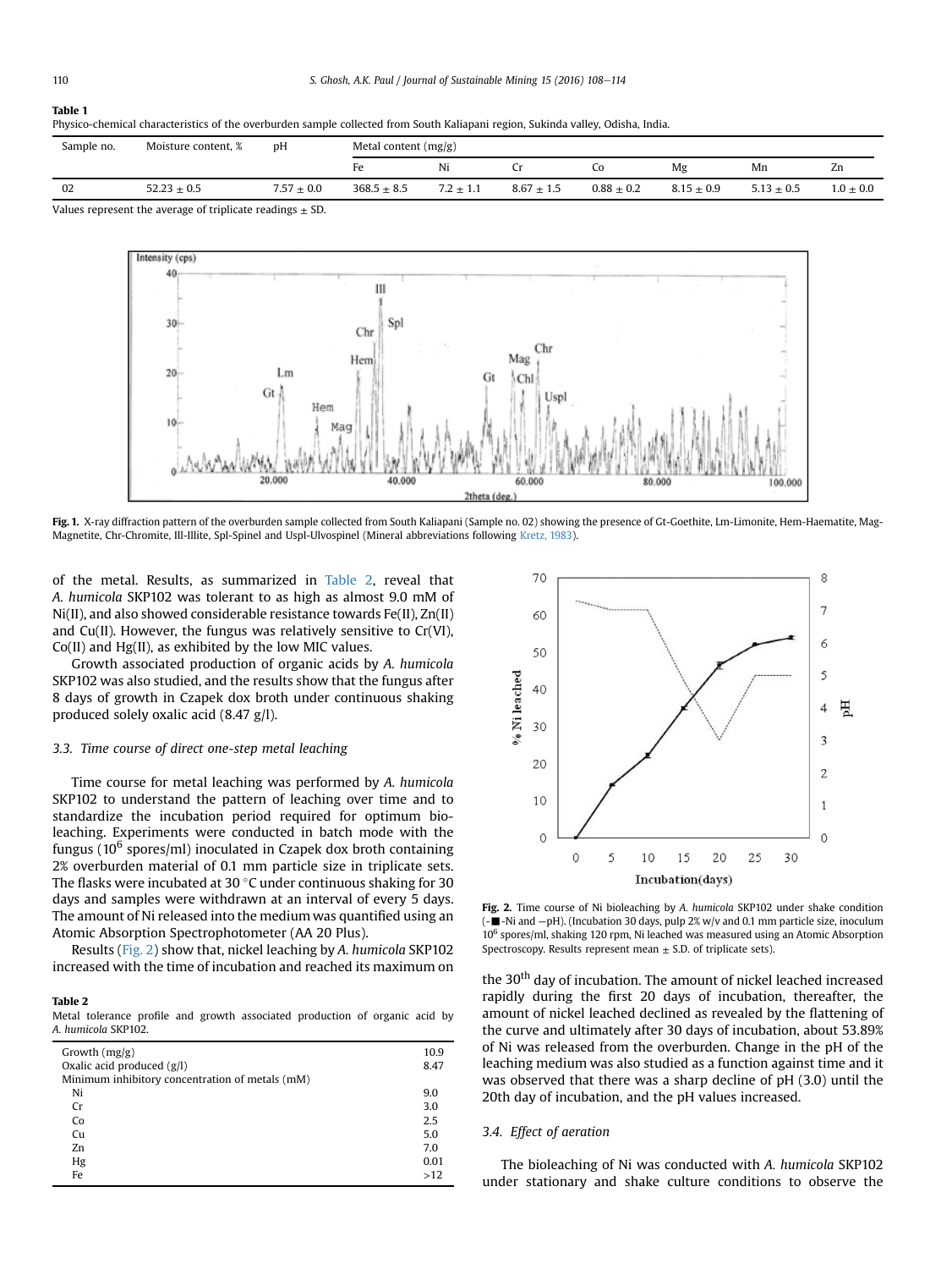**Table 1**
Physico-chemical characteristics of the overburden sample collected from South Kaliapani region, Sukinda valley, Odisha, India.

| Sample no. | Moisture content, % | pH | Metal content (mg/g) | | | | | | |
|---|---|---|---|---|---|---|---|---|---|
| | | | Fe | Ni | Cr | Co | Mg | Mn | Zn |
| 02 | 52.23 ± 0.5 | 7.57 ± 0.0 | 368.5 ± 8.5 | 7.2 ± 1.1 | 8.67 ± 1.5 | 0.88 ± 0.2 | 8.15 ± 0.9 | 5.13 ± 0.5 | 1.0 ± 0.0 |

Values represent the average of triplicate readings ± SD.

**Fig. 1.** X-ray diffraction pattern of the overburden sample collected from South Kaliapani (Sample no. 02) showing the presence of Gt-Goethite, Lm-Limonite, Hem-Haematite, Mag-Magnetite, Chr-Chromite, Ill-Illite, Spl-Spinel and Uspl-Ulvospinel (Mineral abbreviations following Kretz, 1983).

of the metal. Results, as summarized in Table 2, reveal that *A. humicola* SKP102 was tolerant to as high as almost 9.0 mM of Ni(II), and also showed considerable resistance towards Fe(II), Zn(II) and Cu(II). However, the fungus was relatively sensitive to Cr(VI), Co(II) and Hg(II), as exhibited by the low MIC values.

Growth associated production of organic acids by *A. humicola* SKP102 was also studied, and the results show that the fungus after 8 days of growth in Czapek dox broth under continuous shaking produced solely oxalic acid (8.47 g/l).

### 3.3. Time course of direct one-step metal leaching

Time course for metal leaching was performed by *A. humicola* SKP102 to understand the pattern of leaching over time and to standardize the incubation period required for optimum bioleaching. Experiments were conducted in batch mode with the fungus ($10^6$ spores/ml) inoculated in Czapek dox broth containing 2% overburden material of 0.1 mm particle size in triplicate sets. The flasks were incubated at 30 °C under continuous shaking for 30 days and samples were withdrawn at an interval of every 5 days. The amount of Ni released into the medium was quantified using an Atomic Absorption Spectrophotometer (AA 20 Plus).

Results (Fig. 2) show that, nickel leaching by *A. humicola* SKP102 increased with the time of incubation and reached its maximum on the 30[th] day of incubation. The amount of nickel leached increased rapidly during the first 20 days of incubation, thereafter, the amount of nickel leached declined as revealed by the flattening of the curve and ultimately after 30 days of incubation, about 53.89% of Ni was released from the overburden. Change in the pH of the leaching medium was also studied as a function against time and it was observed that there was a sharp decline of pH (3.0) until the 20th day of incubation, and the pH values increased.

**Table 2**
Metal tolerance profile and growth associated production of organic acid by *A. humicola* SKP102.

| | |
|---|---|
| Growth (mg/g) | 10.9 |
| Oxalic acid produced (g/l) | 8.47 |
| Minimum inhibitory concentration of metals (mM) | |
| Ni | 9.0 |
| Cr | 3.0 |
| Co | 2.5 |
| Cu | 5.0 |
| Zn | 7.0 |
| Hg | 0.01 |
| Fe | >12 |

**Fig. 2.** Time course of Ni bioleaching by *A. humicola* SKP102 under shake condition (-■-Ni and —pH). (Incubation 30 days, pulp 2% w/v and 0.1 mm particle size, inoculum $10^6$ spores/ml, shaking 120 rpm, Ni leached was measured using an Atomic Absorption Spectroscopy. Results represent mean ± S.D. of triplicate sets).

### 3.4. Effect of aeration

The bioleaching of Ni was conducted with *A. humicola* SKP102 under stationary and shake culture conditions to observe the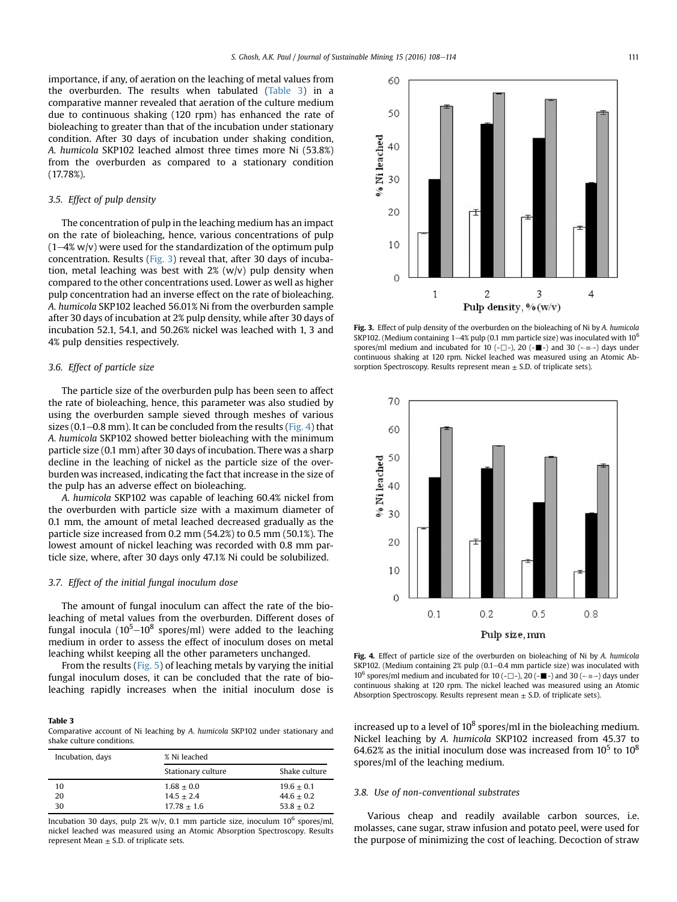importance, if any, of aeration on the leaching of metal values from the overburden. The results when tabulated (Table 3) in a comparative manner revealed that aeration of the culture medium due to continuous shaking (120 rpm) has enhanced the rate of bioleaching to greater than that of the incubation under stationary condition. After 30 days of incubation under shaking condition, *A. humicola* SKP102 leached almost three times more Ni (53.8%) from the overburden as compared to a stationary condition (17.78%).

### 3.5. Effect of pulp density

The concentration of pulp in the leaching medium has an impact on the rate of bioleaching, hence, various concentrations of pulp (1–4% w/v) were used for the standardization of the optimum pulp concentration. Results (Fig. 3) reveal that, after 30 days of incubation, metal leaching was best with 2% (w/v) pulp density when compared to the other concentrations used. Lower as well as higher pulp concentration had an inverse effect on the rate of bioleaching. *A. humicola* SKP102 leached 56.01% Ni from the overburden sample after 30 days of incubation at 2% pulp density, while after 30 days of incubation 52.1, 54.1, and 50.26% nickel was leached with 1, 3 and 4% pulp densities respectively.

### 3.6. Effect of particle size

The particle size of the overburden pulp has been seen to affect the rate of bioleaching, hence, this parameter was also studied by using the overburden sample sieved through meshes of various sizes (0.1–0.8 mm). It can be concluded from the results (Fig. 4) that *A. humicola* SKP102 showed better bioleaching with the minimum particle size (0.1 mm) after 30 days of incubation. There was a sharp decline in the leaching of nickel as the particle size of the overburden was increased, indicating the fact that increase in the size of the pulp has an adverse effect on bioleaching.

*A. humicola* SKP102 was capable of leaching 60.4% nickel from the overburden with particle size with a maximum diameter of 0.1 mm, the amount of metal leached decreased gradually as the particle size increased from 0.2 mm (54.2%) to 0.5 mm (50.1%). The lowest amount of nickel leaching was recorded with 0.8 mm particle size, where, after 30 days only 47.1% Ni could be solubilized.

### 3.7. Effect of the initial fungal inoculum dose

The amount of fungal inoculum can affect the rate of the bioleaching of metal values from the overburden. Different doses of fungal inocula ($10^5$–$10^8$ spores/ml) were added to the leaching medium in order to assess the effect of inoculum doses on metal leaching whilst keeping all the other parameters unchanged.

From the results (Fig. 5) of leaching metals by varying the initial fungal inoculum doses, it can be concluded that the rate of bioleaching rapidly increases when the initial inoculum dose is increased up to a level of $10^8$ spores/ml in the bioleaching medium. Nickel leaching by *A. humicola* SKP102 increased from 45.37 to 64.62% as the initial inoculum dose was increased from $10^5$ to $10^8$ spores/ml of the leaching medium.

**Table 3**
Comparative account of Ni leaching by *A. humicola* SKP102 under stationary and shake culture conditions.

| Incubation, days | % Ni leached | |
|---|---|---|
| | Stationary culture | Shake culture |
| 10 | 1.68 ± 0.0 | 19.6 ± 0.1 |
| 20 | 14.5 ± 2.4 | 44.6 ± 0.2 |
| 30 | 17.78 ± 1.6 | 53.8 ± 0.2 |

Incubation 30 days, pulp 2% w/v, 0.1 mm particle size, inoculum $10^6$ spores/ml, nickel leached was measured using an Atomic Absorption Spectroscopy. Results represent Mean ± S.D. of triplicate sets.

**Fig. 3.** Effect of pulp density of the overburden on the bioleaching of Ni by *A. humicola* SKP102. (Medium containing 1–4% pulp (0.1 mm particle size) was inoculated with $10^6$ spores/ml medium and incubated for 10 (-□-), 20 (-■-) and 30 (-▪-) days under continuous shaking at 120 rpm. Nickel leached was measured using an Atomic Absorption Spectroscopy. Results represent mean ± S.D. of triplicate sets).

**Fig. 4.** Effect of particle size of the overburden on bioleaching of Ni by *A. humicola* SKP102. (Medium containing 2% pulp (0.1–0.4 mm particle size) was inoculated with $10^6$ spores/ml medium and incubated for 10 (-□-), 20 (-■-) and 30 (-▪-) days under continuous shaking at 120 rpm. The nickel leached was measured using an Atomic Absorption Spectroscopy. Results represent mean ± S.D. of triplicate sets).

### 3.8. Use of non-conventional substrates

Various cheap and readily available carbon sources, i.e. molasses, cane sugar, straw infusion and potato peel, were used for the purpose of minimizing the cost of leaching. Decoction of straw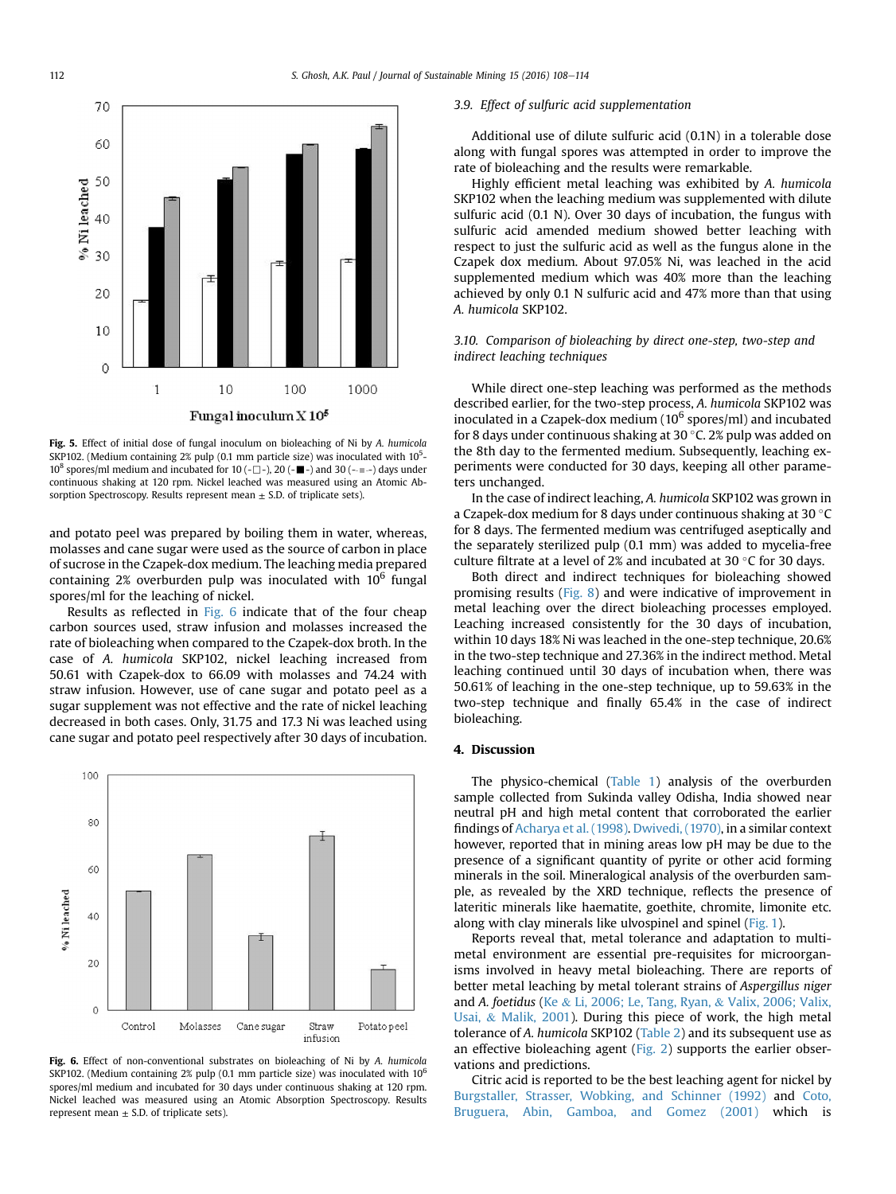Fig. 5. Effect of initial dose of fungal inoculum on bioleaching of Ni by *A. humicola* SKP102. (Medium containing 2% pulp (0.1 mm particle size) was inoculated with $10^5$-$10^8$ spores/ml medium and incubated for 10 (-□-), 20 (-■-) and 30 (-▪-) days under continuous shaking at 120 rpm. Nickel leached was measured using an Atomic Absorption Spectroscopy. Results represent mean ± S.D. of triplicate sets).

and potato peel was prepared by boiling them in water, whereas, molasses and cane sugar were used as the source of carbon in place of sucrose in the Czapek-dox medium. The leaching media prepared containing 2% overburden pulp was inoculated with $10^6$ fungal spores/ml for the leaching of nickel.

Results as reflected in Fig. 6 indicate that of the four cheap carbon sources used, straw infusion and molasses increased the rate of bioleaching when compared to the Czapek-dox broth. In the case of *A. humicola* SKP102, nickel leaching increased from 50.61 with Czapek-dox to 66.09 with molasses and 74.24 with straw infusion. However, use of cane sugar and potato peel as a sugar supplement was not effective and the rate of nickel leaching decreased in both cases. Only, 31.75 and 17.3 Ni was leached using cane sugar and potato peel respectively after 30 days of incubation.

Fig. 6. Effect of non-conventional substrates on bioleaching of Ni by *A. humicola* SKP102. (Medium containing 2% pulp (0.1 mm particle size) was inoculated with $10^6$ spores/ml medium and incubated for 30 days under continuous shaking at 120 rpm. Nickel leached was measured using an Atomic Absorption Spectroscopy. Results represent mean ± S.D. of triplicate sets).

### 3.9. Effect of sulfuric acid supplementation

Additional use of dilute sulfuric acid (0.1N) in a tolerable dose along with fungal spores was attempted in order to improve the rate of bioleaching and the results were remarkable.

Highly efficient metal leaching was exhibited by *A. humicola* SKP102 when the leaching medium was supplemented with dilute sulfuric acid (0.1 N). Over 30 days of incubation, the fungus with sulfuric acid amended medium showed better leaching with respect to just the sulfuric acid as well as the fungus alone in the Czapek dox medium. About 97.05% Ni, was leached in the acid supplemented medium which was 40% more than the leaching achieved by only 0.1 N sulfuric acid and 47% more than that using *A. humicola* SKP102.

### 3.10. Comparison of bioleaching by direct one-step, two-step and indirect leaching techniques

While direct one-step leaching was performed as the methods described earlier, for the two-step process, *A. humicola* SKP102 was inoculated in a Czapek-dox medium ($10^6$ spores/ml) and incubated for 8 days under continuous shaking at 30 °C. 2% pulp was added on the 8th day to the fermented medium. Subsequently, leaching experiments were conducted for 30 days, keeping all other parameters unchanged.

In the case of indirect leaching, *A. humicola* SKP102 was grown in a Czapek-dox medium for 8 days under continuous shaking at 30 °C for 8 days. The fermented medium was centrifuged aseptically and the separately sterilized pulp (0.1 mm) was added to mycelia-free culture filtrate at a level of 2% and incubated at 30 °C for 30 days.

Both direct and indirect techniques for bioleaching showed promising results (Fig. 8) and were indicative of improvement in metal leaching over the direct bioleaching processes employed. Leaching increased consistently for the 30 days of incubation, within 10 days 18% Ni was leached in the one-step technique, 20.6% in the two-step technique and 27.36% in the indirect method. Metal leaching continued until 30 days of incubation when, there was 50.61% of leaching in the one-step technique, up to 59.63% in the two-step technique and finally 65.4% in the case of indirect bioleaching.

## 4. Discussion

The physico-chemical (Table 1) analysis of the overburden sample collected from Sukinda valley Odisha, India showed near neutral pH and high metal content that corroborated the earlier findings of Acharya et al. (1998). Dwivedi, (1970), in a similar context however, reported that in mining areas low pH may be due to the presence of a significant quantity of pyrite or other acid forming minerals in the soil. Mineralogical analysis of the overburden sample, as revealed by the XRD technique, reflects the presence of lateritic minerals like haematite, goethite, chromite, limonite etc. along with clay minerals like ulvospinel and spinel (Fig. 1).

Reports reveal that, metal tolerance and adaptation to multi-metal environment are essential pre-requisites for microorganisms involved in heavy metal bioleaching. There are reports of better metal leaching by metal tolerant strains of *Aspergillus niger* and *A. foetidus* (Ke & Li, 2006; Le, Tang, Ryan, & Valix, 2006; Valix, Usai, & Malik, 2001). During this piece of work, the high metal tolerance of *A. humicola* SKP102 (Table 2) and its subsequent use as an effective bioleaching agent (Fig. 2) supports the earlier observations and predictions.

Citric acid is reported to be the best leaching agent for nickel by Burgstaller, Strasser, Wobking, and Schinner (1992) and Coto, Bruguera, Abin, Gamboa, and Gomez (2001) which is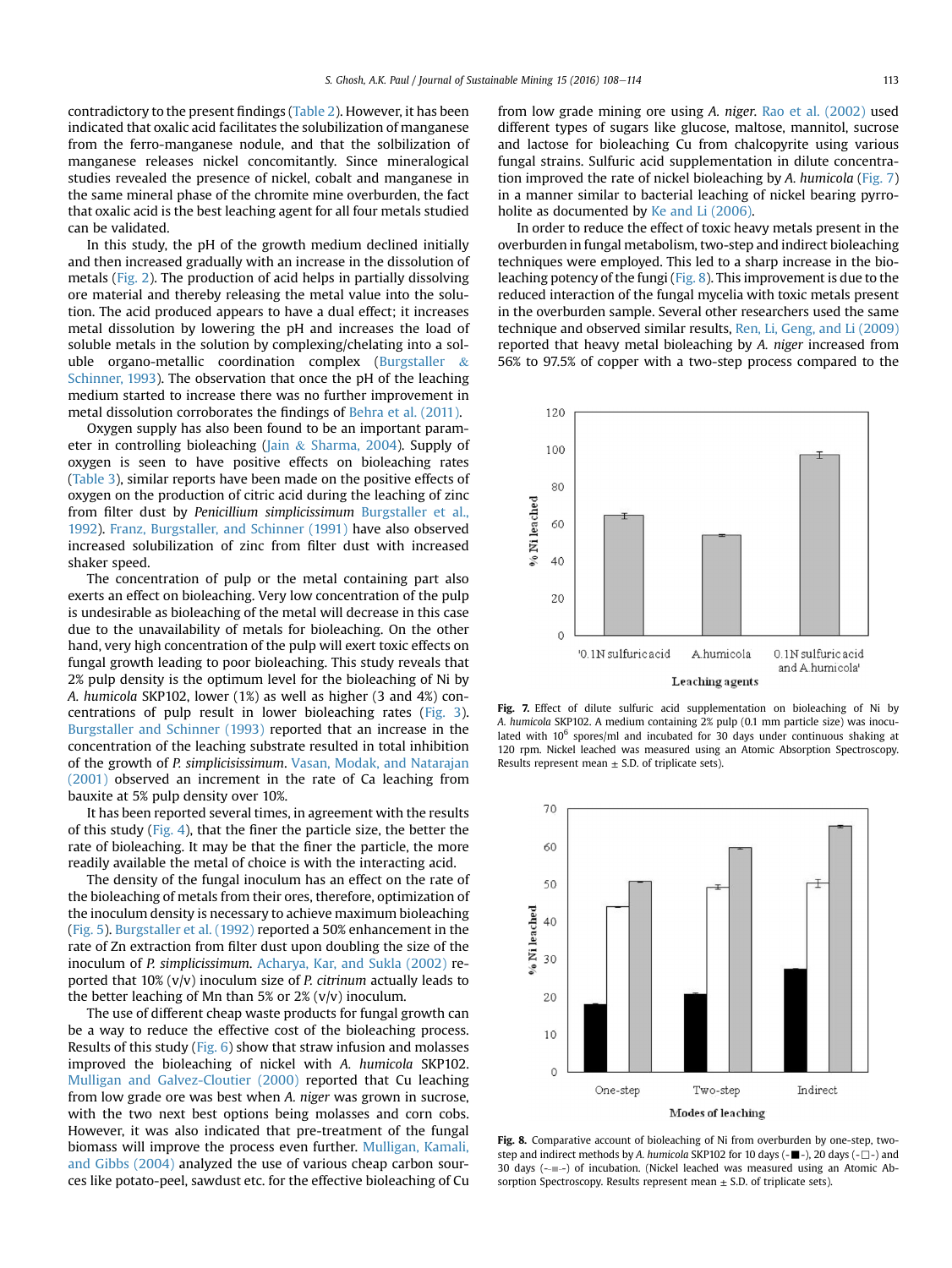contradictory to the present findings (Table 2). However, it has been indicated that oxalic acid facilitates the solubilization of manganese from the ferro-manganese nodule, and that the solbilization of manganese releases nickel concomitantly. Since mineralogical studies revealed the presence of nickel, cobalt and manganese in the same mineral phase of the chromite mine overburden, the fact that oxalic acid is the best leaching agent for all four metals studied can be validated.

In this study, the pH of the growth medium declined initially and then increased gradually with an increase in the dissolution of metals (Fig. 2). The production of acid helps in partially dissolving ore material and thereby releasing the metal value into the solution. The acid produced appears to have a dual effect; it increases metal dissolution by lowering the pH and increases the load of soluble metals in the solution by complexing/chelating into a soluble organo-metallic coordination complex (Burgstaller & Schinner, 1993). The observation that once the pH of the leaching medium started to increase there was no further improvement in metal dissolution corroborates the findings of Behra et al. (2011).

Oxygen supply has also been found to be an important parameter in controlling bioleaching (Jain & Sharma, 2004). Supply of oxygen is seen to have positive effects on bioleaching rates (Table 3), similar reports have been made on the positive effects of oxygen on the production of citric acid during the leaching of zinc from filter dust by *Penicillium simplicissimum* Burgstaller et al., 1992). Franz, Burgstaller, and Schinner (1991) have also observed increased solubilization of zinc from filter dust with increased shaker speed.

The concentration of pulp or the metal containing part also exerts an effect on bioleaching. Very low concentration of the pulp is undesirable as bioleaching of the metal will decrease in this case due to the unavailability of metals for bioleaching. On the other hand, very high concentration of the pulp will exert toxic effects on fungal growth leading to poor bioleaching. This study reveals that 2% pulp density is the optimum level for the bioleaching of Ni by *A. humicola* SKP102, lower (1%) as well as higher (3 and 4%) concentrations of pulp result in lower bioleaching rates (Fig. 3). Burgstaller and Schinner (1993) reported that an increase in the concentration of the leaching substrate resulted in total inhibition of the growth of *P. simplicissimum*. Vasan, Modak, and Natarajan (2001) observed an increment in the rate of Ca leaching from bauxite at 5% pulp density over 10%.

It has been reported several times, in agreement with the results of this study (Fig. 4), that the finer the particle size, the better the rate of bioleaching. It may be that the finer the particle, the more readily available the metal of choice is with the interacting acid.

The density of the fungal inoculum has an effect on the rate of the bioleaching of metals from their ores, therefore, optimization of the inoculum density is necessary to achieve maximum bioleaching (Fig. 5). Burgstaller et al. (1992) reported a 50% enhancement in the rate of Zn extraction from filter dust upon doubling the size of the inoculum of *P. simplicissimum*. Acharya, Kar, and Sukla (2002) reported that 10% (v/v) inoculum size of *P. citrinum* actually leads to the better leaching of Mn than 5% or 2% (v/v) inoculum.

The use of different cheap waste products for fungal growth can be a way to reduce the effective cost of the bioleaching process. Results of this study (Fig. 6) show that straw infusion and molasses improved the bioleaching of nickel with *A. humicola* SKP102. Mulligan and Galvez-Cloutier (2000) reported that Cu leaching from low grade ore was best when *A. niger* was grown in sucrose, with the two next best options being molasses and corn cobs. However, it was also indicated that pre-treatment of the fungal biomass will improve the process even further. Mulligan, Kamali, and Gibbs (2004) analyzed the use of various cheap carbon sources like potato-peel, sawdust etc. for the effective bioleaching of Cu from low grade mining ore using *A. niger*. Rao et al. (2002) used different types of sugars like glucose, maltose, mannitol, sucrose and lactose for bioleaching Cu from chalcopyrite using various fungal strains. Sulfuric acid supplementation in dilute concentration improved the rate of nickel bioleaching by *A. humicola* (Fig. 7) in a manner similar to bacterial leaching of nickel bearing pyrroholite as documented by Ke and Li (2006).

In order to reduce the effect of toxic heavy metals present in the overburden in fungal metabolism, two-step and indirect bioleaching techniques were employed. This led to a sharp increase in the bioleaching potency of the fungi (Fig. 8). This improvement is due to the reduced interaction of the fungal mycelia with toxic metals present in the overburden sample. Several other researchers used the same technique and observed similar results, Ren, Li, Geng, and Li (2009) reported that heavy metal bioleaching by *A. niger* increased from 56% to 97.5% of copper with a two-step process compared to the

**Fig. 7.** Effect of dilute sulfuric acid supplementation on bioleaching of Ni by *A. humicola* SKP102. A medium containing 2% pulp (0.1 mm particle size) was inoculated with $10^6$ spores/ml and incubated for 30 days under continuous shaking at 120 rpm. Nickel leached was measured using an Atomic Absorption Spectroscopy. Results represent mean ± S.D. of triplicate sets).

**Fig. 8.** Comparative account of bioleaching of Ni from overburden by one-step, two-step and indirect methods by *A. humicola* SKP102 for 10 days (-■-), 20 days (-□-) and 30 days (-▒-) of incubation. (Nickel leached was measured using an Atomic Absorption Spectroscopy. Results represent mean ± S.D. of triplicate sets).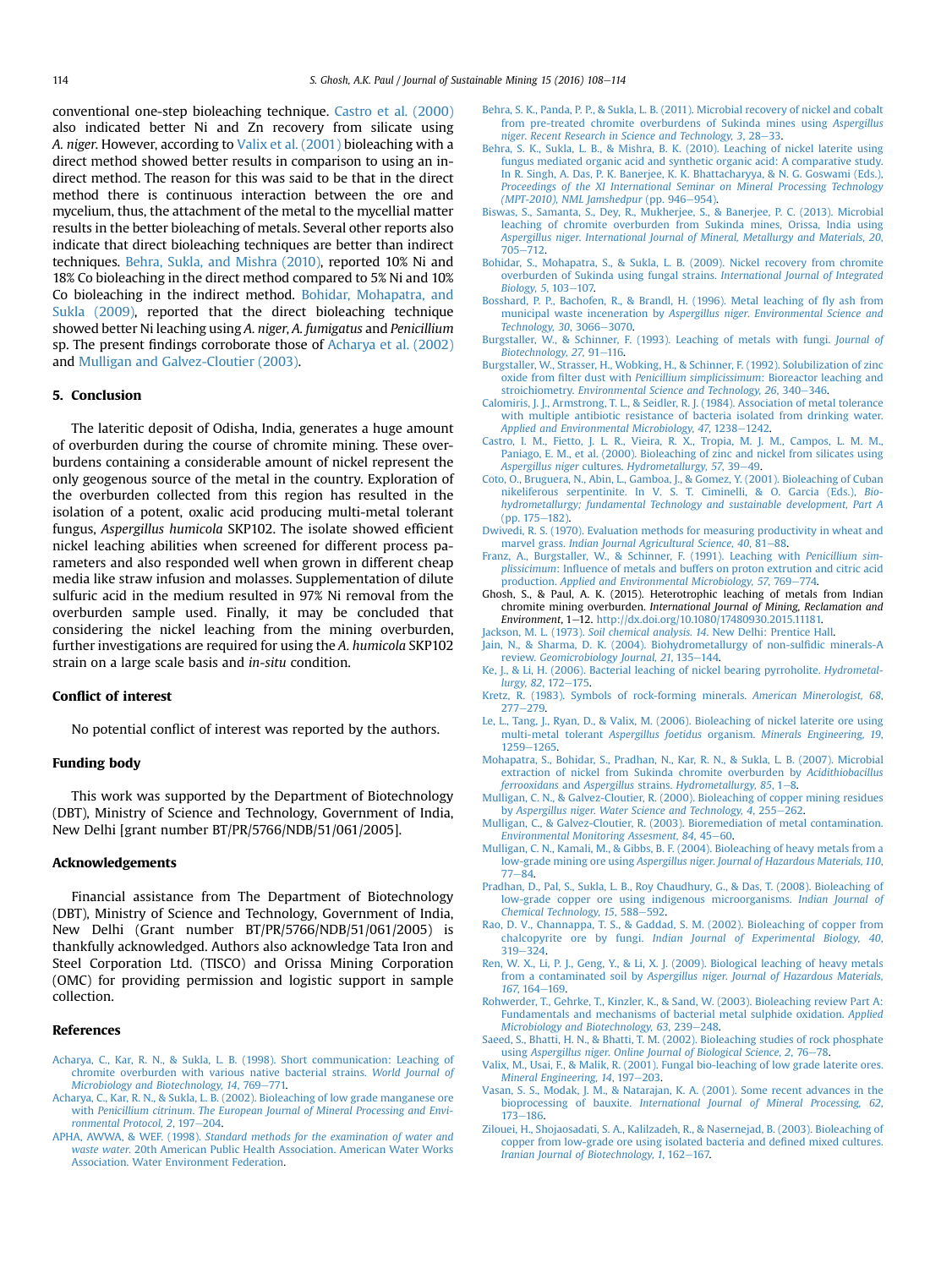conventional one-step bioleaching technique. Castro et al. (2000) also indicated better Ni and Zn recovery from silicate using *A. niger*. However, according to Valix et al. (2001) bioleaching with a direct method showed better results in comparison to using an indirect method. The reason for this was said to be that in the direct method there is continuous interaction between the ore and mycelium, thus, the attachment of the metal to the mycellial matter results in the better bioleaching of metals. Several other reports also indicate that direct bioleaching techniques are better than indirect techniques. Behra, Sukla, and Mishra (2010), reported 10% Ni and 18% Co bioleaching in the direct method compared to 5% Ni and 10% Co bioleaching in the indirect method. Bohidar, Mohapatra, and Sukla (2009), reported that the direct bioleaching technique showed better Ni leaching using *A. niger*, *A. fumigatus* and *Penicillium* sp. The present findings corroborate those of Acharya et al. (2002) and Mulligan and Galvez-Cloutier (2003).

## 5. Conclusion

The lateritic deposit of Odisha, India, generates a huge amount of overburden during the course of chromite mining. These overburdens containing a considerable amount of nickel represent the only geogenous source of the metal in the country. Exploration of the overburden collected from this region has resulted in the isolation of a potent, oxalic acid producing multi-metal tolerant fungus, *Aspergillus humicola* SKP102. The isolate showed efficient nickel leaching abilities when screened for different process parameters and also responded well when grown in different cheap media like straw infusion and molasses. Supplementation of dilute sulfuric acid in the medium resulted in 97% Ni removal from the overburden sample used. Finally, it may be concluded that considering the nickel leaching from the mining overburden, further investigations are required for using the *A. humicola* SKP102 strain on a large scale basis and *in-situ* condition.

## Conflict of interest

No potential conflict of interest was reported by the authors.

## Funding body

This work was supported by the Department of Biotechnology (DBT), Ministry of Science and Technology, Government of India, New Delhi [grant number BT/PR/5766/NDB/51/061/2005].

## Acknowledgements

Financial assistance from The Department of Biotechnology (DBT), Ministry of Science and Technology, Government of India, New Delhi (Grant number BT/PR/5766/NDB/51/061/2005) is thankfully acknowledged. Authors also acknowledge Tata Iron and Steel Corporation Ltd. (TISCO) and Orissa Mining Corporation (OMC) for providing permission and logistic support in sample collection.

## References

Acharya, C., Kar, R. N., & Sukla, L. B. (1998). Short communication: Leaching of chromite overburden with various native bacterial strains. *World Journal of Microbiology and Biotechnology, 14*, 769–771.

Acharya, C., Kar, R. N., & Sukla, L. B. (2002). Bioleaching of low grade manganese ore with *Penicillium citrinum*. *The European Journal of Mineral Processing and Environmental Protocol, 2*, 197–204.

APHA, AWWA, & WEF. (1998). *Standard methods for the examination of water and waste water*. 20th American Public Health Association. American Water Works Association. Water Environment Federation.

Behra, S. K., Panda, P. P., & Sukla, L. B. (2011). Microbial recovery of nickel and cobalt from pre-treated chromite overburdens of Sukinda mines using *Aspergillus niger*. *Recent Research in Science and Technology, 3*, 28–33.

Behra, S. K., Sukla, L. B., & Mishra, B. K. (2010). Leaching of nickel laterite using fungus mediated organic acid and synthetic organic acid: A comparative study. In R. Singh, A. Das, P. K. Banerjee, K. K. Bhattacharyya, & N. G. Goswami (Eds.), *Proceedings of the XI International Seminar on Mineral Processing Technology (MPT-2010), NML Jamshedpur* (pp. 946–954).

Biswas, S., Samanta, S., Dey, R., Mukherjee, S., & Banerjee, P. C. (2013). Microbial leaching of chromite overburden from Sukinda mines, Orissa, India using *Aspergillus niger*. *International Journal of Mineral, Metallurgy and Materials, 20*, 705–712.

Bohidar, S., Mohapatra, S., & Sukla, L. B. (2009). Nickel recovery from chromite overburden of Sukinda using fungal strains. *International Journal of Integrated Biology, 5*, 103–107.

Bosshard, P. P., Bachofen, R., & Brandl, H. (1996). Metal leaching of fly ash from municipal waste inceneration by *Aspergillus niger*. *Environmental Science and Technology, 30*, 3066–3070.

Burgstaller, W., & Schinner, F. (1993). Leaching of metals with fungi. *Journal of Biotechnology, 27*, 91–116.

Burgstaller, W., Strasser, H., Wobking, H., & Schinner, F. (1992). Solubilization of zinc oxide from filter dust with *Penicillium simplicissimum*: Bioreactor leaching and stroichiometry. *Environmental Science and Technology, 26*, 340–346.

Calomiris, J. J., Armstrong, T. L., & Seidler, R. J. (1984). Association of metal tolerance with multiple antibiotic resistance of bacteria isolated from drinking water. *Applied and Environmental Microbiology, 47*, 1238–1242.

Castro, I. M., Fietto, J. L. R., Vieira, R. X., Tropia, M. J. M., Campos, L. M. M., Paniago, E. M., et al. (2000). Bioleaching of zinc and nickel from silicates using *Aspergillus niger* cultures. *Hydrometallurgy, 57*, 39–49.

Coto, O., Bruguera, N., Abin, L., Gamboa, J., & Gomez, Y. (2001). Bioleaching of Cuban nikeliferous serpentinite. In V. S. T. Ciminelli, & O. Garcia (Eds.), *Biohydrometallurgy: fundamental Technology and sustainable development, Part A* (pp. 175–182).

Dwivedi, R. S. (1970). Evaluation methods for measuring productivity in wheat and marvel grass. *Indian Journal Agricultural Science, 40*, 81–88.

Franz, A., Burgstaller, W., & Schinner, F. (1991). Leaching with *Penicillium simplissicimum*: Influence of metals and buffers on proton extrution and citric acid production. *Applied and Environmental Microbiology, 57*, 769–774.

Ghosh, S., & Paul, A. K. (2015). Heterotrophic leaching of metals from Indian chromite mining overburden. *International Journal of Mining, Reclamation and Environment*, 1–12. http://dx.doi.org/10.1080/17480930.2015.11181.

Jackson, M. L. (1973). *Soil chemical analysis. 14*. New Delhi: Prentice Hall.

Jain, N., & Sharma, D. K. (2004). Biohydrometallurgy of non-sulfidic minerals-A review. *Geomicrobiology Journal, 21*, 135–144.

Ke, J., & Li, H. (2006). Bacterial leaching of nickel bearing pyrroholite. *Hydrometallurgy, 82*, 172–175.

Kretz, R. (1983). Symbols of rock-forming minerals. *American Minerologist, 68*, 277–279.

Le, L., Tang, J., Ryan, D., & Valix, M. (2006). Bioleaching of nickel laterite ore using multi-metal tolerant *Aspergillus foetidus* organism. *Minerals Engineering, 19*, 1259–1265.

Mohapatra, S., Bohidar, S., Pradhan, N., Kar, R. N., & Sukla, L. B. (2007). Microbial extraction of nickel from Sukinda chromite overburden by *Acidithiobacillus ferrooxidans* and *Aspergillus* strains. *Hydrometallurgy, 85*, 1–8.

Mulligan, C. N., & Galvez-Cloutier, R. (2000). Bioleaching of copper mining residues by *Aspergillus niger*. *Water Science and Technology, 4*, 255–262.

Mulligan, C., & Galvez-Cloutier, R. (2003). Bioremediation of metal contamination. *Environmental Monitoring Assesment, 84*, 45–60.

Mulligan, C. N., Kamali, M., & Gibbs, B. F. (2004). Bioleaching of heavy metals from a low-grade mining ore using *Aspergillus niger*. *Journal of Hazardous Materials, 110*, 77–84.

Pradhan, D., Pal, S., Sukla, L. B., Roy Chaudhury, G., & Das, T. (2008). Bioleaching of low-grade copper ore using indigenous microorganisms. *Indian Journal of Chemical Technology, 15*, 588–592.

Rao, D. V., Channappa, T. S., & Gaddad, S. M. (2002). Bioleaching of copper from chalcopyrite ore by fungi. *Indian Journal of Experimental Biology, 40*, 319–324.

Ren, W. X., Li, P. J., Geng, Y., & Li, X. J. (2009). Biological leaching of heavy metals from a contaminated soil by *Aspergillus niger*. *Journal of Hazardous Materials, 167*, 164–169.

Rohwerder, T., Gehrke, T., Kinzler, K., & Sand, W. (2003). Bioleaching review Part A: Fundamentals and mechanisms of bacterial metal sulphide oxidation. *Applied Microbiology and Biotechnology, 63*, 239–248.

Saeed, S., Bhatti, H. N., & Bhatti, T. M. (2002). Bioleaching studies of rock phosphate using *Aspergillus niger*. *Online Journal of Biological Science, 2*, 76–78.

Valix, M., Usai, F., & Malik, R. (2001). Fungal bio-leaching of low grade laterite ores. *Mineral Engineering, 14*, 197–203.

Vasan, S. S., Modak, J. M., & Natarajan, K. A. (2001). Some recent advances in the bioprocessing of bauxite. *International Journal of Mineral Processing, 62*, 173–186.

Ziloueі, H., Shojaosadati, S. A., Kalilzadeh, R., & Nasernejad, B. (2003). Bioleaching of copper from low-grade ore using isolated bacteria and defined mixed cultures. *Iranian Journal of Biotechnology, 1*, 162–167.